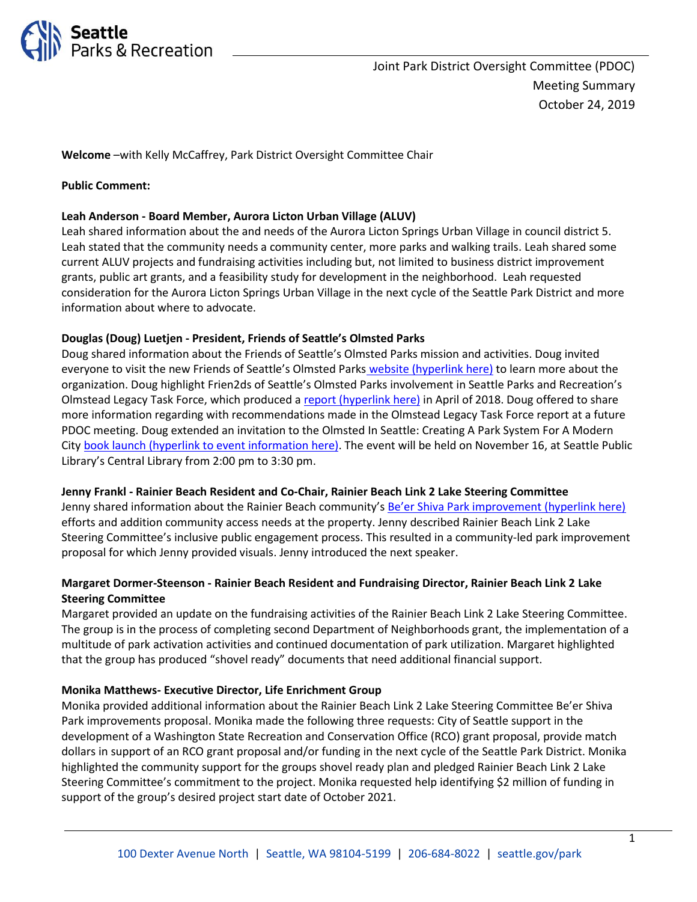Joint Park District Oversight Committee (PDOC)
Meeting Summary
October 24, 2019

**Welcome** –with Kelly McCaffrey, Park District Oversight Committee Chair

**Public Comment:**

**Leah Anderson - Board Member, Aurora Licton Urban Village (ALUV)**
Leah shared information about the and needs of the Aurora Licton Springs Urban Village in council district 5. Leah stated that the community needs a community center, more parks and walking trails. Leah shared some current ALUV projects and fundraising activities including but, not limited to business district improvement grants, public art grants, and a feasibility study for development in the neighborhood. Leah requested consideration for the Aurora Licton Springs Urban Village in the next cycle of the Seattle Park District and more information about where to advocate.

**Douglas (Doug) Luetjen - President, Friends of Seattle's Olmsted Parks**
Doug shared information about the Friends of Seattle's Olmsted Parks mission and activities. Doug invited everyone to visit the new Friends of Seattle's Olmsted Parks website (hyperlink here) to learn more about the organization. Doug highlight Frien2ds of Seattle's Olmsted Parks involvement in Seattle Parks and Recreation's Olmstead Legacy Task Force, which produced a report (hyperlink here) in April of 2018. Doug offered to share more information regarding with recommendations made in the Olmstead Legacy Task Force report at a future PDOC meeting. Doug extended an invitation to the Olmsted In Seattle: Creating A Park System For A Modern City book launch (hyperlink to event information here). The event will be held on November 16, at Seattle Public Library's Central Library from 2:00 pm to 3:30 pm.

**Jenny Frankl - Rainier Beach Resident and Co-Chair, Rainier Beach Link 2 Lake Steering Committee**
Jenny shared information about the Rainier Beach community's Be'er Shiva Park improvement (hyperlink here) efforts and addition community access needs at the property. Jenny described Rainier Beach Link 2 Lake Steering Committee's inclusive public engagement process. This resulted in a community-led park improvement proposal for which Jenny provided visuals. Jenny introduced the next speaker.

**Margaret Dormer-Steenson - Rainier Beach Resident and Fundraising Director, Rainier Beach Link 2 Lake Steering Committee**
Margaret provided an update on the fundraising activities of the Rainier Beach Link 2 Lake Steering Committee. The group is in the process of completing second Department of Neighborhoods grant, the implementation of a multitude of park activation activities and continued documentation of park utilization. Margaret highlighted that the group has produced "shovel ready" documents that need additional financial support.

**Monika Matthews- Executive Director, Life Enrichment Group**
Monika provided additional information about the Rainier Beach Link 2 Lake Steering Committee Be'er Shiva Park improvements proposal. Monika made the following three requests: City of Seattle support in the development of a Washington State Recreation and Conservation Office (RCO) grant proposal, provide match dollars in support of an RCO grant proposal and/or funding in the next cycle of the Seattle Park District. Monika highlighted the community support for the groups shovel ready plan and pledged Rainier Beach Link 2 Lake Steering Committee's commitment to the project. Monika requested help identifying $2 million of funding in support of the group's desired project start date of October 2021.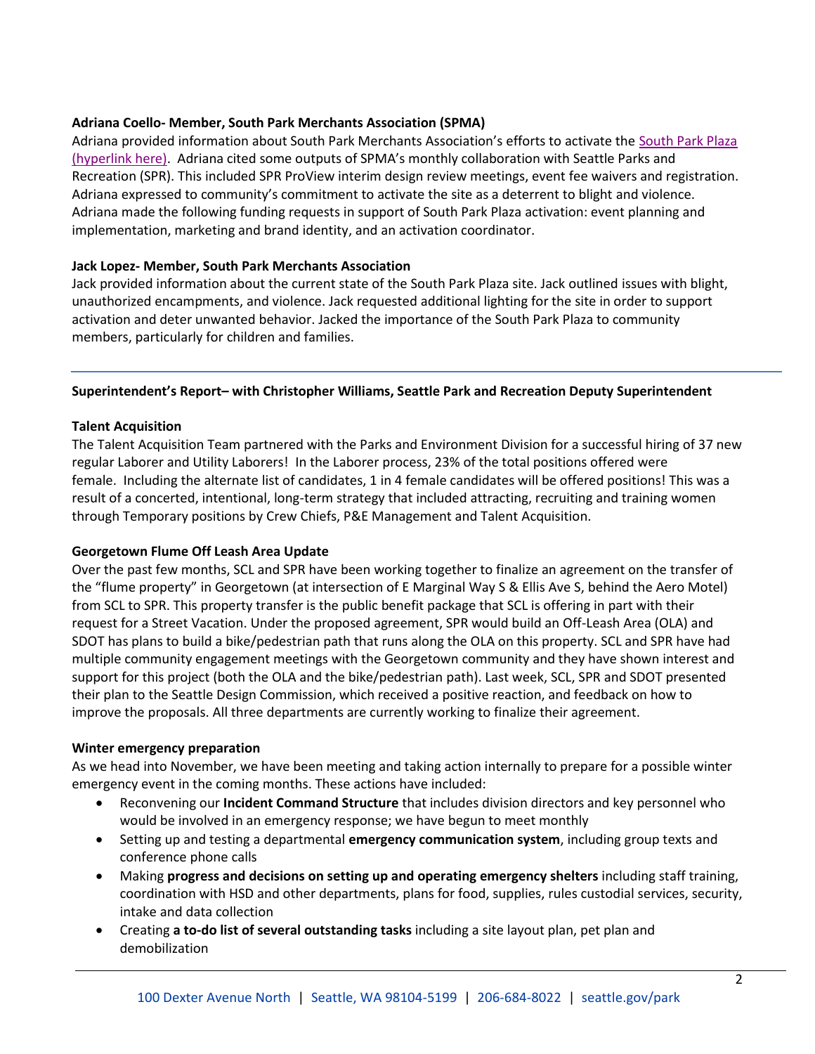**Adriana Coello- Member, South Park Merchants Association (SPMA)**

Adriana provided information about South Park Merchants Association's efforts to activate the [South Park Plaza (hyperlink here)](). Adriana cited some outputs of SPMA's monthly collaboration with Seattle Parks and Recreation (SPR). This included SPR ProView interim design review meetings, event fee waivers and registration. Adriana expressed to community's commitment to activate the site as a deterrent to blight and violence. Adriana made the following funding requests in support of South Park Plaza activation: event planning and implementation, marketing and brand identity, and an activation coordinator.

**Jack Lopez- Member, South Park Merchants Association**

Jack provided information about the current state of the South Park Plaza site. Jack outlined issues with blight, unauthorized encampments, and violence. Jack requested additional lighting for the site in order to support activation and deter unwanted behavior. Jacked the importance of the South Park Plaza to community members, particularly for children and families.

---

**Superintendent's Report– with Christopher Williams, Seattle Park and Recreation Deputy Superintendent**

**Talent Acquisition**

The Talent Acquisition Team partnered with the Parks and Environment Division for a successful hiring of 37 new regular Laborer and Utility Laborers! In the Laborer process, 23% of the total positions offered were female. Including the alternate list of candidates, 1 in 4 female candidates will be offered positions! This was a result of a concerted, intentional, long-term strategy that included attracting, recruiting and training women through Temporary positions by Crew Chiefs, P&E Management and Talent Acquisition.

**Georgetown Flume Off Leash Area Update**

Over the past few months, SCL and SPR have been working together to finalize an agreement on the transfer of the "flume property" in Georgetown (at intersection of E Marginal Way S & Ellis Ave S, behind the Aero Motel) from SCL to SPR. This property transfer is the public benefit package that SCL is offering in part with their request for a Street Vacation. Under the proposed agreement, SPR would build an Off-Leash Area (OLA) and SDOT has plans to build a bike/pedestrian path that runs along the OLA on this property. SCL and SPR have had multiple community engagement meetings with the Georgetown community and they have shown interest and support for this project (both the OLA and the bike/pedestrian path). Last week, SCL, SPR and SDOT presented their plan to the Seattle Design Commission, which received a positive reaction, and feedback on how to improve the proposals. All three departments are currently working to finalize their agreement.

**Winter emergency preparation**

As we head into November, we have been meeting and taking action internally to prepare for a possible winter emergency event in the coming months. These actions have included:

- Reconvening our **Incident Command Structure** that includes division directors and key personnel who would be involved in an emergency response; we have begun to meet monthly
- Setting up and testing a departmental **emergency communication system**, including group texts and conference phone calls
- Making **progress and decisions on setting up and operating emergency shelters** including staff training, coordination with HSD and other departments, plans for food, supplies, rules custodial services, security, intake and data collection
- Creating **a to-do list of several outstanding tasks** including a site layout plan, pet plan and demobilization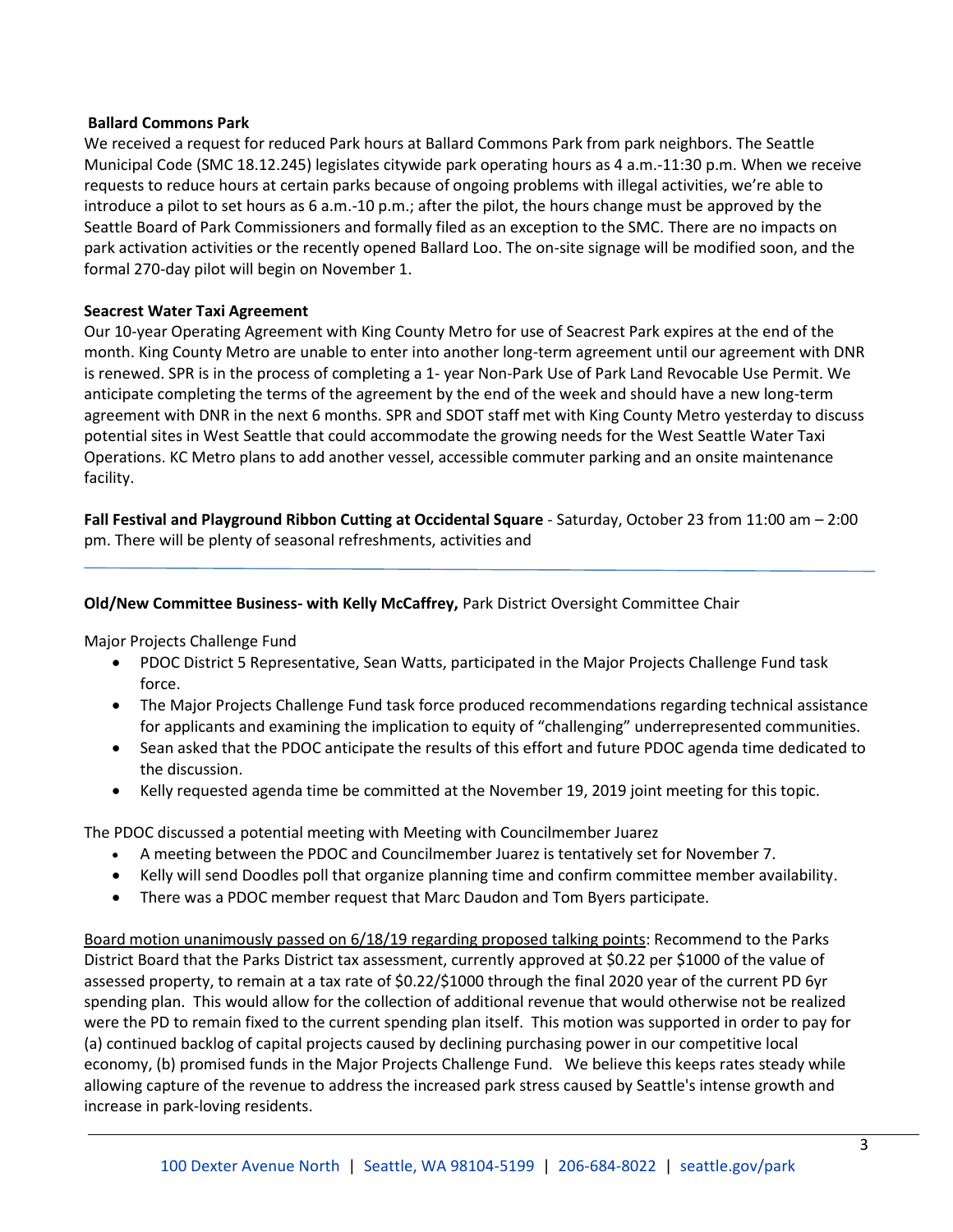**Ballard Commons Park**

We received a request for reduced Park hours at Ballard Commons Park from park neighbors. The Seattle Municipal Code (SMC 18.12.245) legislates citywide park operating hours as 4 a.m.-11:30 p.m. When we receive requests to reduce hours at certain parks because of ongoing problems with illegal activities, we're able to introduce a pilot to set hours as 6 a.m.-10 p.m.; after the pilot, the hours change must be approved by the Seattle Board of Park Commissioners and formally filed as an exception to the SMC. There are no impacts on park activation activities or the recently opened Ballard Loo. The on-site signage will be modified soon, and the formal 270-day pilot will begin on November 1.

**Seacrest Water Taxi Agreement**

Our 10-year Operating Agreement with King County Metro for use of Seacrest Park expires at the end of the month. King County Metro are unable to enter into another long-term agreement until our agreement with DNR is renewed. SPR is in the process of completing a 1- year Non-Park Use of Park Land Revocable Use Permit. We anticipate completing the terms of the agreement by the end of the week and should have a new long-term agreement with DNR in the next 6 months. SPR and SDOT staff met with King County Metro yesterday to discuss potential sites in West Seattle that could accommodate the growing needs for the West Seattle Water Taxi Operations. KC Metro plans to add another vessel, accessible commuter parking and an onsite maintenance facility.

**Fall Festival and Playground Ribbon Cutting at Occidental Square** - Saturday, October 23 from 11:00 am – 2:00 pm. There will be plenty of seasonal refreshments, activities and

---

**Old/New Committee Business- with Kelly McCaffrey,** Park District Oversight Committee Chair

Major Projects Challenge Fund

- PDOC District 5 Representative, Sean Watts, participated in the Major Projects Challenge Fund task force.
- The Major Projects Challenge Fund task force produced recommendations regarding technical assistance for applicants and examining the implication to equity of "challenging" underrepresented communities.
- Sean asked that the PDOC anticipate the results of this effort and future PDOC agenda time dedicated to the discussion.
- Kelly requested agenda time be committed at the November 19, 2019 joint meeting for this topic.

The PDOC discussed a potential meeting with Meeting with Councilmember Juarez

- A meeting between the PDOC and Councilmember Juarez is tentatively set for November 7.
- Kelly will send Doodles poll that organize planning time and confirm committee member availability.
- There was a PDOC member request that Marc Daudon and Tom Byers participate.

<u>Board motion unanimously passed on 6/18/19 regarding proposed talking points</u>: Recommend to the Parks District Board that the Parks District tax assessment, currently approved at $0.22 per $1000 of the value of assessed property, to remain at a tax rate of $0.22/$1000 through the final 2020 year of the current PD 6yr spending plan. This would allow for the collection of additional revenue that would otherwise not be realized were the PD to remain fixed to the current spending plan itself. This motion was supported in order to pay for (a) continued backlog of capital projects caused by declining purchasing power in our competitive local economy, (b) promised funds in the Major Projects Challenge Fund. We believe this keeps rates steady while allowing capture of the revenue to address the increased park stress caused by Seattle's intense growth and increase in park-loving residents.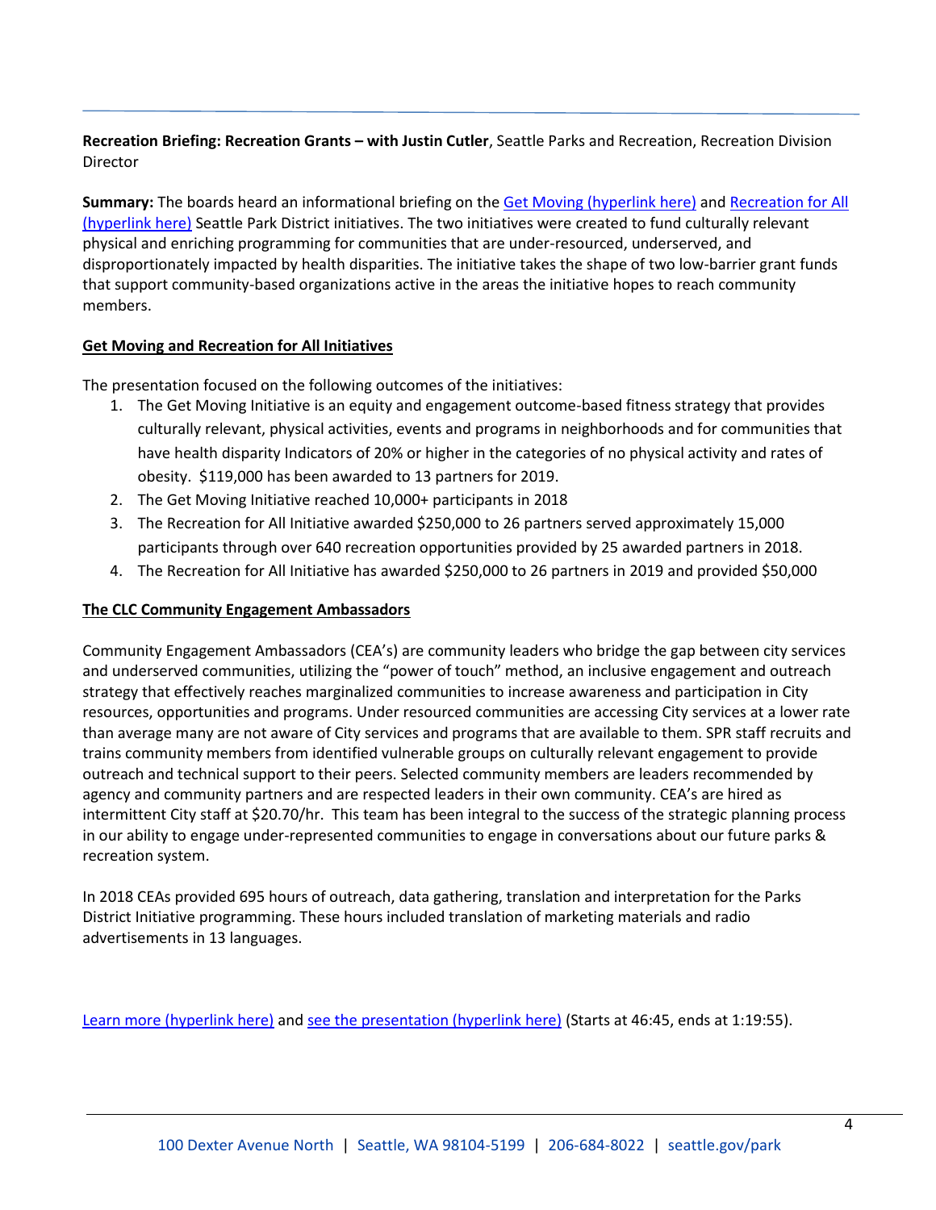**Recreation Briefing: Recreation Grants – with Justin Cutler**, Seattle Parks and Recreation, Recreation Division Director

**Summary:** The boards heard an informational briefing on the Get Moving (hyperlink here) and Recreation for All (hyperlink here) Seattle Park District initiatives. The two initiatives were created to fund culturally relevant physical and enriching programming for communities that are under-resourced, underserved, and disproportionately impacted by health disparities. The initiative takes the shape of two low-barrier grant funds that support community-based organizations active in the areas the initiative hopes to reach community members.

**Get Moving and Recreation for All Initiatives**

The presentation focused on the following outcomes of the initiatives:

1. The Get Moving Initiative is an equity and engagement outcome-based fitness strategy that provides culturally relevant, physical activities, events and programs in neighborhoods and for communities that have health disparity Indicators of 20% or higher in the categories of no physical activity and rates of obesity. $119,000 has been awarded to 13 partners for 2019.
2. The Get Moving Initiative reached 10,000+ participants in 2018
3. The Recreation for All Initiative awarded $250,000 to 26 partners served approximately 15,000 participants through over 640 recreation opportunities provided by 25 awarded partners in 2018.
4. The Recreation for All Initiative has awarded $250,000 to 26 partners in 2019 and provided $50,000

**The CLC Community Engagement Ambassadors**

Community Engagement Ambassadors (CEA's) are community leaders who bridge the gap between city services and underserved communities, utilizing the "power of touch" method, an inclusive engagement and outreach strategy that effectively reaches marginalized communities to increase awareness and participation in City resources, opportunities and programs. Under resourced communities are accessing City services at a lower rate than average many are not aware of City services and programs that are available to them. SPR staff recruits and trains community members from identified vulnerable groups on culturally relevant engagement to provide outreach and technical support to their peers. Selected community members are leaders recommended by agency and community partners and are respected leaders in their own community. CEA's are hired as intermittent City staff at $20.70/hr. This team has been integral to the success of the strategic planning process in our ability to engage under-represented communities to engage in conversations about our future parks & recreation system.

In 2018 CEAs provided 695 hours of outreach, data gathering, translation and interpretation for the Parks District Initiative programming. These hours included translation of marketing materials and radio advertisements in 13 languages.

Learn more (hyperlink here) and see the presentation (hyperlink here) (Starts at 46:45, ends at 1:19:55).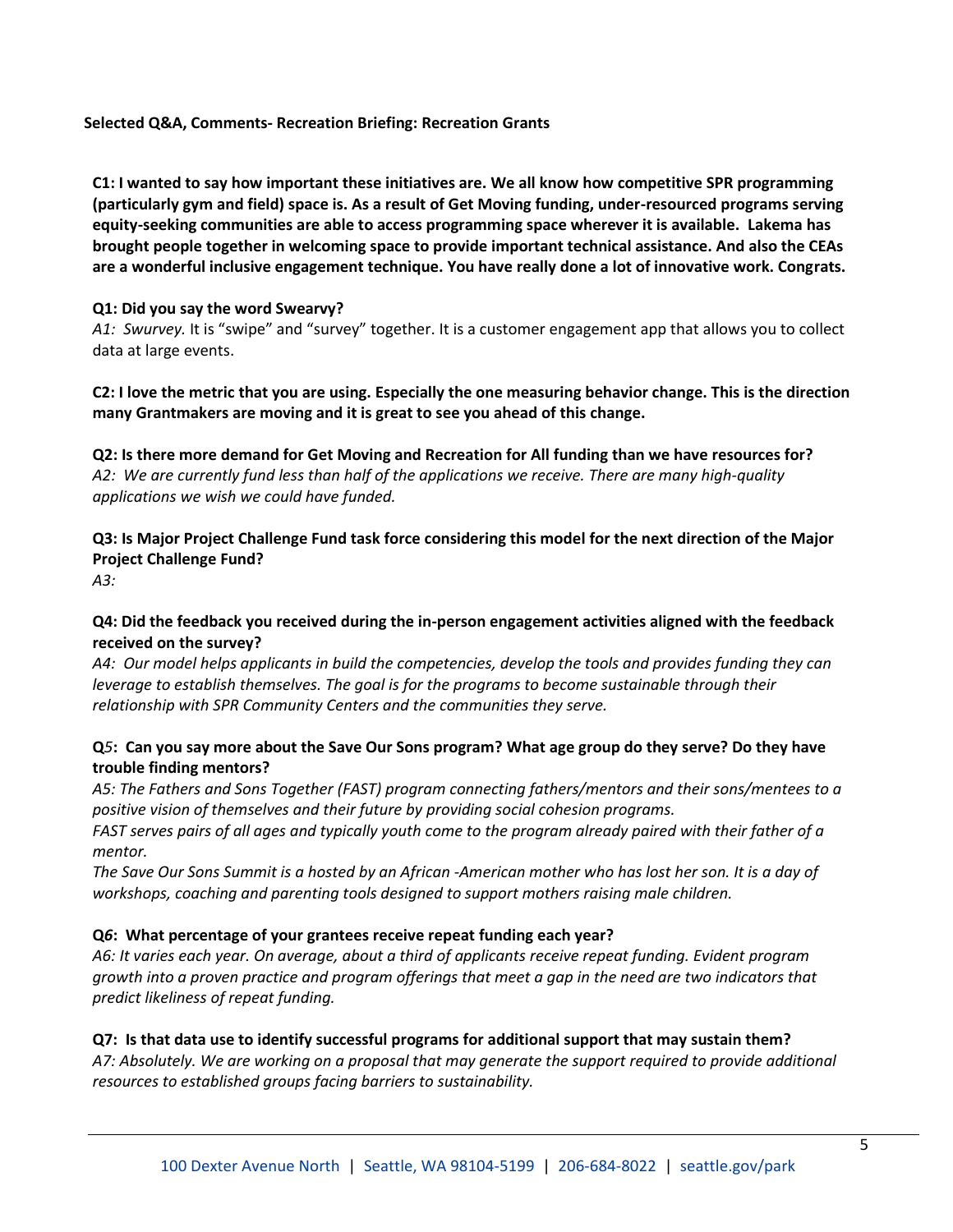**Selected Q&A, Comments- Recreation Briefing: Recreation Grants**

**C1: I wanted to say how important these initiatives are. We all know how competitive SPR programming (particularly gym and field) space is. As a result of Get Moving funding, under-resourced programs serving equity-seeking communities are able to access programming space wherever it is available. Lakema has brought people together in welcoming space to provide important technical assistance. And also the CEAs are a wonderful inclusive engagement technique. You have really done a lot of innovative work. Congrats.**

**Q1: Did you say the word Swearvy?**
*A1: Swurvey.* It is "swipe" and "survey" together. It is a customer engagement app that allows you to collect data at large events.

**C2: I love the metric that you are using. Especially the one measuring behavior change. This is the direction many Grantmakers are moving and it is great to see you ahead of this change.**

**Q2: Is there more demand for Get Moving and Recreation for All funding than we have resources for?**
*A2: We are currently fund less than half of the applications we receive. There are many high-quality applications we wish we could have funded.*

**Q3: Is Major Project Challenge Fund task force considering this model for the next direction of the Major Project Challenge Fund?**
*A3:*

**Q4: Did the feedback you received during the in-person engagement activities aligned with the feedback received on the survey?**
*A4: Our model helps applicants in build the competencies, develop the tools and provides funding they can leverage to establish themselves. The goal is for the programs to become sustainable through their relationship with SPR Community Centers and the communities they serve.*

**Q*5*: Can you say more about the Save Our Sons program? What age group do they serve? Do they have trouble finding mentors?**
*A5: The Fathers and Sons Together (FAST) program connecting fathers/mentors and their sons/mentees to a positive vision of themselves and their future by providing social cohesion programs.*
*FAST serves pairs of all ages and typically youth come to the program already paired with their father of a mentor.*
*The Save Our Sons Summit is a hosted by an African -American mother who has lost her son. It is a day of workshops, coaching and parenting tools designed to support mothers raising male children.*

**Q*6*: What percentage of your grantees receive repeat funding each year?**
*A6: It varies each year. On average, about a third of applicants receive repeat funding. Evident program growth into a proven practice and program offerings that meet a gap in the need are two indicators that predict likeliness of repeat funding.*

**Q7: Is that data use to identify successful programs for additional support that may sustain them?**
*A7: Absolutely. We are working on a proposal that may generate the support required to provide additional resources to established groups facing barriers to sustainability.*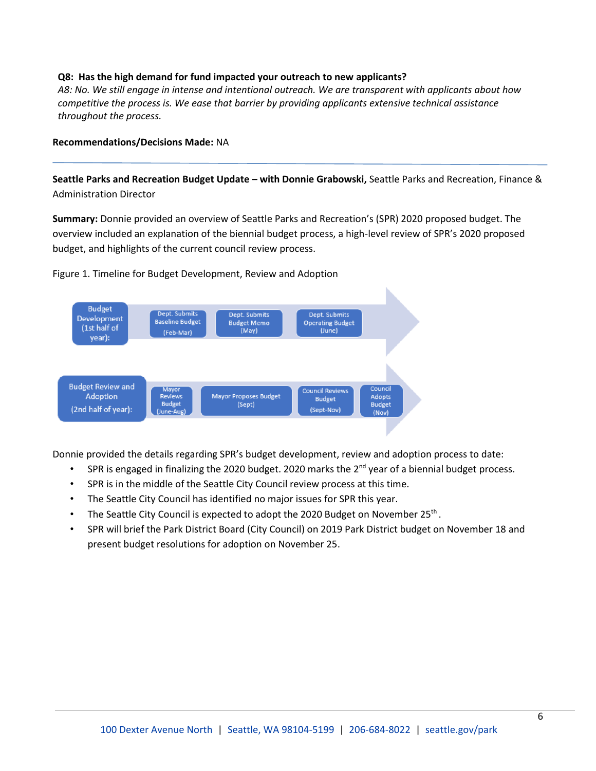**Q8: Has the high demand for fund impacted your outreach to new applicants?**
*A8: No. We still engage in intense and intentional outreach. We are transparent with applicants about how competitive the process is. We ease that barrier by providing applicants extensive technical assistance throughout the process.*

**Recommendations/Decisions Made:** NA

---

**Seattle Parks and Recreation Budget Update – with Donnie Grabowski,** Seattle Parks and Recreation, Finance & Administration Director

**Summary:** Donnie provided an overview of Seattle Parks and Recreation's (SPR) 2020 proposed budget. The overview included an explanation of the biennial budget process, a high-level review of SPR's 2020 proposed budget, and highlights of the current council review process.

Figure 1. Timeline for Budget Development, Review and Adoption

Budget Development (1st half of year): Dept. Submits Baseline Budget (Feb-Mar) → Dept. Submits Budget Memo (May) → Dept. Submits Operating Budget (June)

Budget Review and Adoption (2nd half of year): Mayor Reviews Budget (June-Aug) → Mayor Proposes Budget (Sept) → Council Reviews Budget (Sept-Nov) → Council Adopts Budget (Nov)

Donnie provided the details regarding SPR's budget development, review and adoption process to date:

- SPR is engaged in finalizing the 2020 budget. 2020 marks the 2nd year of a biennial budget process.
- SPR is in the middle of the Seattle City Council review process at this time.
- The Seattle City Council has identified no major issues for SPR this year.
- The Seattle City Council is expected to adopt the 2020 Budget on November 25th.
- SPR will brief the Park District Board (City Council) on 2019 Park District budget on November 18 and present budget resolutions for adoption on November 25.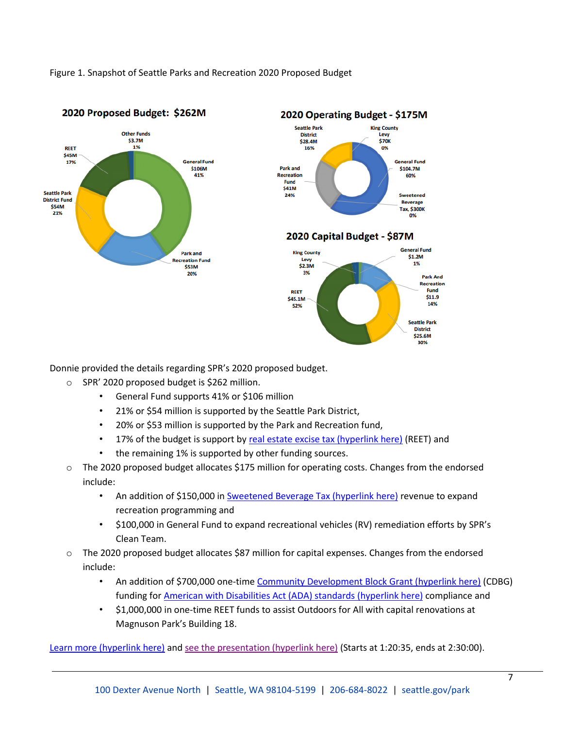Figure 1. Snapshot of Seattle Parks and Recreation 2020 Proposed Budget

**2020 Proposed Budget: $262M**

- General Fund $106M 41%
- Seattle Park District Fund $54M 21%
- Park and Recreation Fund $53M 20%
- REET $45M 17%
- Other Funds $3.7M 1%

**2020 Operating Budget - $175M**

- General Fund $104.7M 60%
- Park and Recreation Fund $41M 24%
- Seattle Park District $28.4M 16%
- King County Levy $70K 0%
- Sweetened Beverage Tax, $300K 0%

**2020 Capital Budget - $87M**

- REET $45.1M 52%
- Seattle Park District $25.6M 30%
- Park And Recreation Fund $11.9 14%
- King County Levy $2.3M 3%
- General Fund $1.2M 1%

Donnie provided the details regarding SPR's 2020 proposed budget.

- SPR' 2020 proposed budget is $262 million.
  - General Fund supports 41% or $106 million
  - 21% or $54 million is supported by the Seattle Park District,
  - 20% or $53 million is supported by the Park and Recreation fund,
  - 17% of the budget is support by real estate excise tax (hyperlink here) (REET) and
  - the remaining 1% is supported by other funding sources.
- The 2020 proposed budget allocates $175 million for operating costs. Changes from the endorsed include:
  - An addition of $150,000 in Sweetened Beverage Tax (hyperlink here) revenue to expand recreation programming and
  - $100,000 in General Fund to expand recreational vehicles (RV) remediation efforts by SPR's Clean Team.
- The 2020 proposed budget allocates $87 million for capital expenses. Changes from the endorsed include:
  - An addition of $700,000 one-time Community Development Block Grant (hyperlink here) (CDBG) funding for American with Disabilities Act (ADA) standards (hyperlink here) compliance and
  - $1,000,000 in one-time REET funds to assist Outdoors for All with capital renovations at Magnuson Park's Building 18.

Learn more (hyperlink here) and see the presentation (hyperlink here) (Starts at 1:20:35, ends at 2:30:00).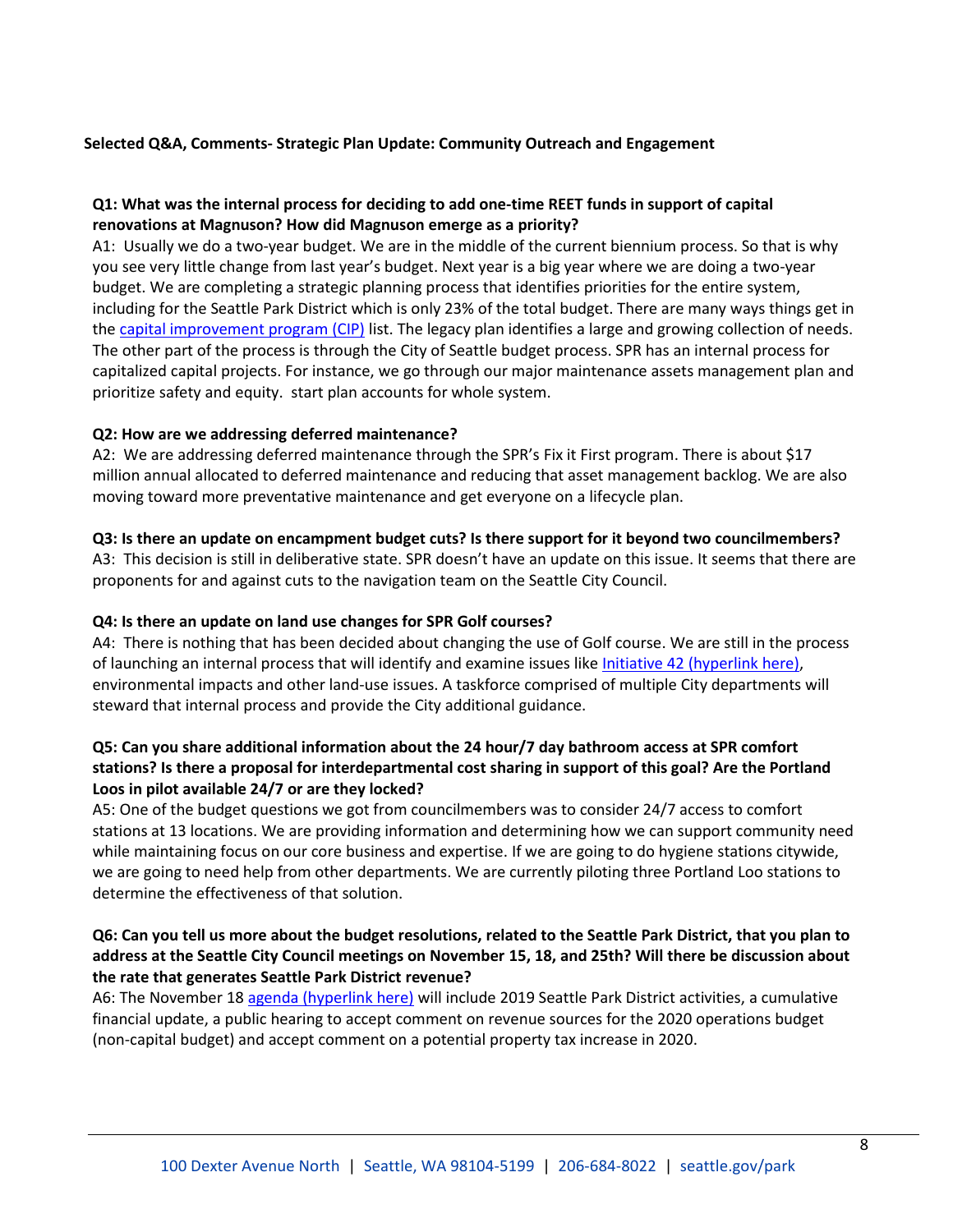**Selected Q&A, Comments- Strategic Plan Update: Community Outreach and Engagement**

**Q1: What was the internal process for deciding to add one-time REET funds in support of capital renovations at Magnuson? How did Magnuson emerge as a priority?**

A1: Usually we do a two-year budget. We are in the middle of the current biennium process. So that is why you see very little change from last year's budget. Next year is a big year where we are doing a two-year budget. We are completing a strategic planning process that identifies priorities for the entire system, including for the Seattle Park District which is only 23% of the total budget. There are many ways things get in the capital improvement program (CIP) list. The legacy plan identifies a large and growing collection of needs. The other part of the process is through the City of Seattle budget process. SPR has an internal process for capitalized capital projects. For instance, we go through our major maintenance assets management plan and prioritize safety and equity. start plan accounts for whole system.

**Q2: How are we addressing deferred maintenance?**

A2: We are addressing deferred maintenance through the SPR's Fix it First program. There is about $17 million annual allocated to deferred maintenance and reducing that asset management backlog. We are also moving toward more preventative maintenance and get everyone on a lifecycle plan.

**Q3: Is there an update on encampment budget cuts? Is there support for it beyond two councilmembers?**

A3: This decision is still in deliberative state. SPR doesn't have an update on this issue. It seems that there are proponents for and against cuts to the navigation team on the Seattle City Council.

**Q4: Is there an update on land use changes for SPR Golf courses?**

A4: There is nothing that has been decided about changing the use of Golf course. We are still in the process of launching an internal process that will identify and examine issues like Initiative 42 (hyperlink here), environmental impacts and other land-use issues. A taskforce comprised of multiple City departments will steward that internal process and provide the City additional guidance.

**Q5: Can you share additional information about the 24 hour/7 day bathroom access at SPR comfort stations? Is there a proposal for interdepartmental cost sharing in support of this goal? Are the Portland Loos in pilot available 24/7 or are they locked?**

A5: One of the budget questions we got from councilmembers was to consider 24/7 access to comfort stations at 13 locations. We are providing information and determining how we can support community need while maintaining focus on our core business and expertise. If we are going to do hygiene stations citywide, we are going to need help from other departments. We are currently piloting three Portland Loo stations to determine the effectiveness of that solution.

**Q6: Can you tell us more about the budget resolutions, related to the Seattle Park District, that you plan to address at the Seattle City Council meetings on November 15, 18, and 25th? Will there be discussion about the rate that generates Seattle Park District revenue?**

A6: The November 18 agenda (hyperlink here) will include 2019 Seattle Park District activities, a cumulative financial update, a public hearing to accept comment on revenue sources for the 2020 operations budget (non-capital budget) and accept comment on a potential property tax increase in 2020.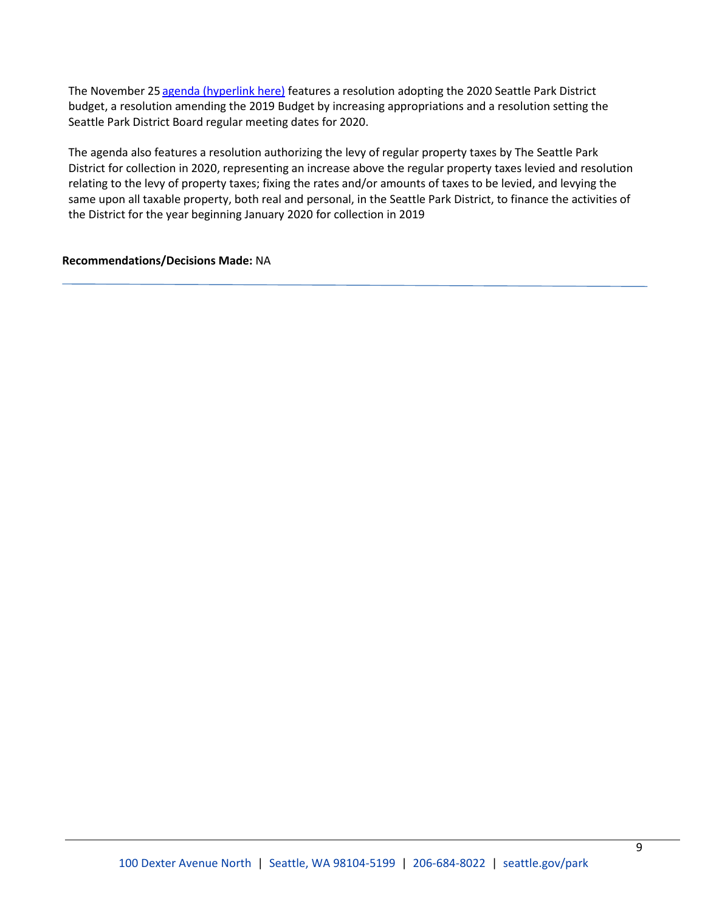The November 25 [agenda (hyperlink here)]() features a resolution adopting the 2020 Seattle Park District budget, a resolution amending the 2019 Budget by increasing appropriations and a resolution setting the Seattle Park District Board regular meeting dates for 2020.

The agenda also features a resolution authorizing the levy of regular property taxes by The Seattle Park District for collection in 2020, representing an increase above the regular property taxes levied and resolution relating to the levy of property taxes; fixing the rates and/or amounts of taxes to be levied, and levying the same upon all taxable property, both real and personal, in the Seattle Park District, to finance the activities of the District for the year beginning January 2020 for collection in 2019

**Recommendations/Decisions Made:** NA

---

100 Dexter Avenue North | Seattle, WA 98104-5199 | 206-684-8022 | seattle.gov/park